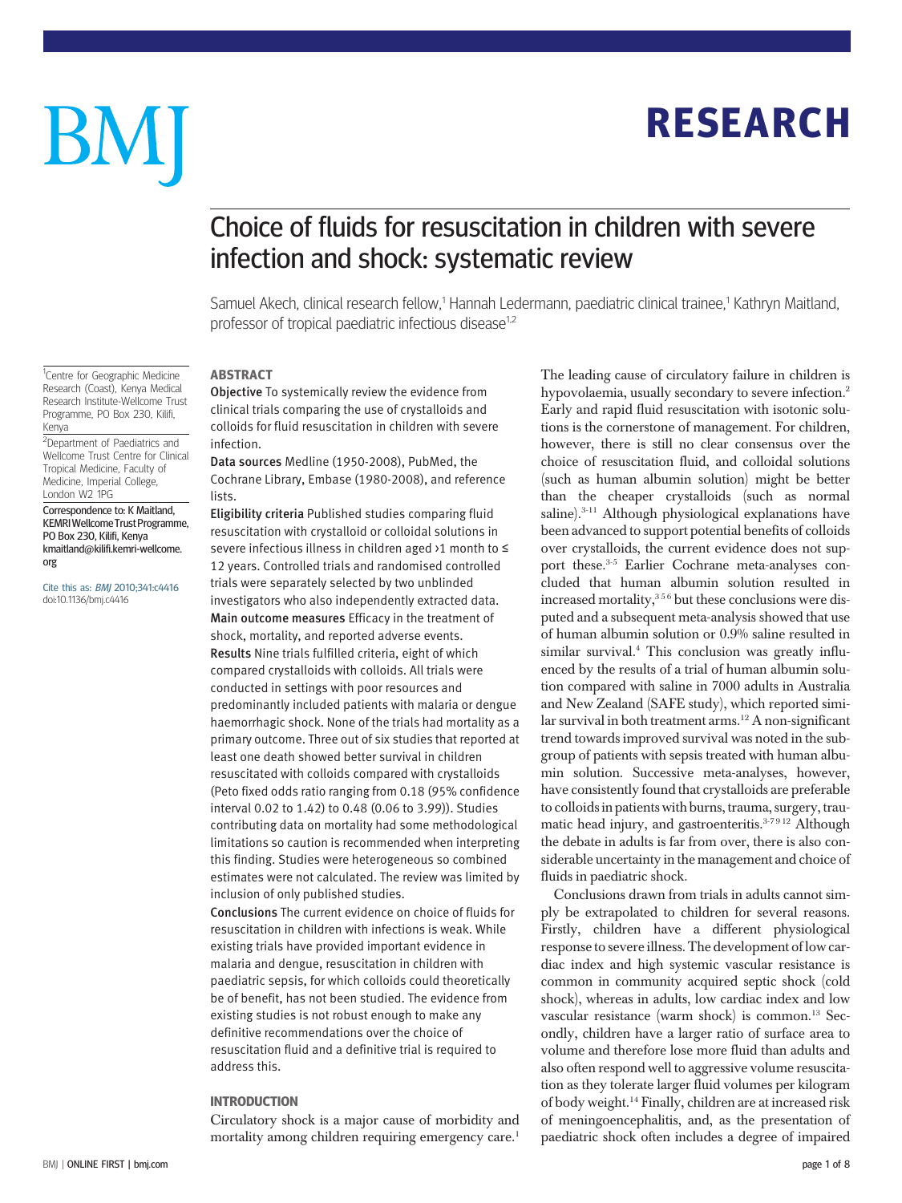# RESEARCH

# Choice of fluids for resuscitation in children with severe infection and shock: systematic review

Samuel Akech, clinical research fellow,[1] Hannah Ledermann, paediatric clinical trainee,[1] Kathryn Maitland, professor of tropical paediatric infectious disease[1,2]

[1]Centre for Geographic Medicine Research (Coast), Kenya Medical Research Institute-Wellcome Trust Programme, PO Box 230, Kilifi, Kenya

[2]Department of Paediatrics and Wellcome Trust Centre for Clinical Tropical Medicine, Faculty of Medicine, Imperial College, London W2 1PG

Correspondence to: K Maitland, KEMRI Wellcome Trust Programme, PO Box 230, Kilifi, Kenya kmaitland@kilifi.kemri-wellcome.org

Cite this as: *BMJ* 2010;341:c4416
doi:10.1136/bmj.c4416

## ABSTRACT

**Objective** To systemically review the evidence from clinical trials comparing the use of crystalloids and colloids for fluid resuscitation in children with severe infection.

**Data sources** Medline (1950-2008), PubMed, the Cochrane Library, Embase (1980-2008), and reference lists.

**Eligibility criteria** Published studies comparing fluid resuscitation with crystalloid or colloidal solutions in severe infectious illness in children aged >1 month to ≤12 years. Controlled trials and randomised controlled trials were separately selected by two unblinded investigators who also independently extracted data.

**Main outcome measures** Efficacy in the treatment of shock, mortality, and reported adverse events.

**Results** Nine trials fulfilled criteria, eight of which compared crystalloids with colloids. All trials were conducted in settings with poor resources and predominantly included patients with malaria or dengue haemorrhagic shock. None of the trials had mortality as a primary outcome. Three out of six studies that reported at least one death showed better survival in children resuscitated with colloids compared with crystalloids (Peto fixed odds ratio ranging from 0.18 (95% confidence interval 0.02 to 1.42) to 0.48 (0.06 to 3.99)). Studies contributing data on mortality had some methodological limitations so caution is recommended when interpreting this finding. Studies were heterogeneous so combined estimates were not calculated. The review was limited by inclusion of only published studies.

**Conclusions** The current evidence on choice of fluids for resuscitation in children with infections is weak. While existing trials have provided important evidence in malaria and dengue, resuscitation in children with paediatric sepsis, for which colloids could theoretically be of benefit, has not been studied. The evidence from existing studies is not robust enough to make any definitive recommendations over the choice of resuscitation fluid and a definitive trial is required to address this.

## INTRODUCTION

Circulatory shock is a major cause of morbidity and mortality among children requiring emergency care.[1] The leading cause of circulatory failure in children is hypovolaemia, usually secondary to severe infection.[2] Early and rapid fluid resuscitation with isotonic solutions is the cornerstone of management. For children, however, there is still no clear consensus over the choice of resuscitation fluid, and colloidal solutions (such as human albumin solution) might be better than the cheaper crystalloids (such as normal saline).[3-11] Although physiological explanations have been advanced to support potential benefits of colloids over crystalloids, the current evidence does not support these.[3-5] Earlier Cochrane meta-analyses concluded that human albumin solution resulted in increased mortality,[3 5 6] but these conclusions were disputed and a subsequent meta-analysis showed that use of human albumin solution or 0.9% saline resulted in similar survival.[4] This conclusion was greatly influenced by the results of a trial of human albumin solution compared with saline in 7000 adults in Australia and New Zealand (SAFE study), which reported similar survival in both treatment arms.[12] A non-significant trend towards improved survival was noted in the subgroup of patients with sepsis treated with human albumin solution. Successive meta-analyses, however, have consistently found that crystalloids are preferable to colloids in patients with burns, trauma, surgery, traumatic head injury, and gastroenteritis.[3-7 9 12] Although the debate in adults is far from over, there is also considerable uncertainty in the management and choice of fluids in paediatric shock.

Conclusions drawn from trials in adults cannot simply be extrapolated to children for several reasons. Firstly, children have a different physiological response to severe illness. The development of low cardiac index and high systemic vascular resistance is common in community acquired septic shock (cold shock), whereas in adults, low cardiac index and low vascular resistance (warm shock) is common.[13] Secondly, children have a larger ratio of surface area to volume and therefore lose more fluid than adults and also often respond well to aggressive volume resuscitation as they tolerate larger fluid volumes per kilogram of body weight.[14] Finally, children are at increased risk of meningoencephalitis, and, as the presentation of paediatric shock often includes a degree of impaired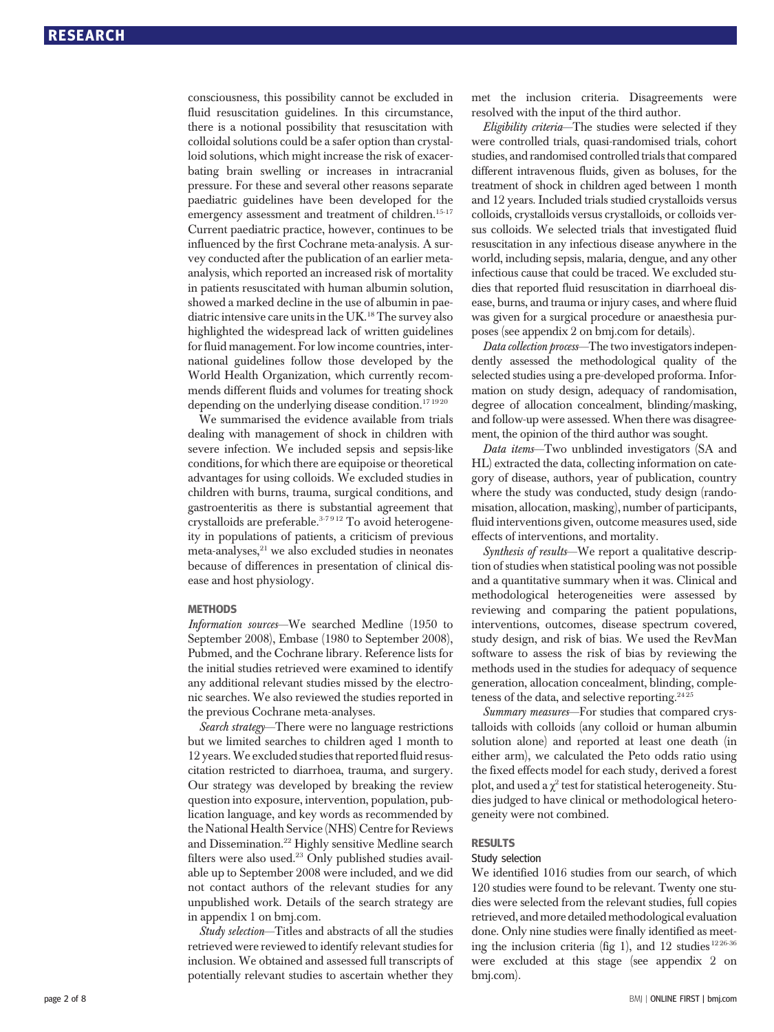consciousness, this possibility cannot be excluded in fluid resuscitation guidelines. In this circumstance, there is a notional possibility that resuscitation with colloidal solutions could be a safer option than crystalloid solutions, which might increase the risk of exacerbating brain swelling or increases in intracranial pressure. For these and several other reasons separate paediatric guidelines have been developed for the emergency assessment and treatment of children.[15-17] Current paediatric practice, however, continues to be influenced by the first Cochrane meta-analysis. A survey conducted after the publication of an earlier meta-analysis, which reported an increased risk of mortality in patients resuscitated with human albumin solution, showed a marked decline in the use of albumin in paediatric intensive care units in the UK.[18] The survey also highlighted the widespread lack of written guidelines for fluid management. For low income countries, international guidelines follow those developed by the World Health Organization, which currently recommends different fluids and volumes for treating shock depending on the underlying disease condition.[17 19 20]

We summarised the evidence available from trials dealing with management of shock in children with severe infection. We included sepsis and sepsis-like conditions, for which there are equipoise or theoretical advantages for using colloids. We excluded studies in children with burns, trauma, surgical conditions, and gastroenteritis as there is substantial agreement that crystalloids are preferable.[3-7 9 12] To avoid heterogeneity in populations of patients, a criticism of previous meta-analyses,[21] we also excluded studies in neonates because of differences in presentation of clinical disease and host physiology.

## METHODS

*Information sources*—We searched Medline (1950 to September 2008), Embase (1980 to September 2008), Pubmed, and the Cochrane library. Reference lists for the initial studies retrieved were examined to identify any additional relevant studies missed by the electronic searches. We also reviewed the studies reported in the previous Cochrane meta-analyses.

*Search strategy*—There were no language restrictions but we limited searches to children aged 1 month to 12 years. We excluded studies that reported fluid resuscitation restricted to diarrhoea, trauma, and surgery. Our strategy was developed by breaking the review question into exposure, intervention, population, publication language, and key words as recommended by the National Health Service (NHS) Centre for Reviews and Dissemination.[22] Highly sensitive Medline search filters were also used.[23] Only published studies available up to September 2008 were included, and we did not contact authors of the relevant studies for any unpublished work. Details of the search strategy are in appendix 1 on bmj.com.

*Study selection*—Titles and abstracts of all the studies retrieved were reviewed to identify relevant studies for inclusion. We obtained and assessed full transcripts of potentially relevant studies to ascertain whether they met the inclusion criteria. Disagreements were resolved with the input of the third author.

*Eligibility criteria*—The studies were selected if they were controlled trials, quasi-randomised trials, cohort studies, and randomised controlled trials that compared different intravenous fluids, given as boluses, for the treatment of shock in children aged between 1 month and 12 years. Included trials studied crystalloids versus colloids, crystalloids versus crystalloids, or colloids versus colloids. We selected trials that investigated fluid resuscitation in any infectious disease anywhere in the world, including sepsis, malaria, dengue, and any other infectious cause that could be traced. We excluded studies that reported fluid resuscitation in diarrhoeal disease, burns, and trauma or injury cases, and where fluid was given for a surgical procedure or anaesthesia purposes (see appendix 2 on bmj.com for details).

*Data collection process*—The two investigators independently assessed the methodological quality of the selected studies using a pre-developed proforma. Information on study design, adequacy of randomisation, degree of allocation concealment, blinding/masking, and follow-up were assessed. When there was disagreement, the opinion of the third author was sought.

*Data items*—Two unblinded investigators (SA and HL) extracted the data, collecting information on category of disease, authors, year of publication, country where the study was conducted, study design (randomisation, allocation, masking), number of participants, fluid interventions given, outcome measures used, side effects of interventions, and mortality.

*Synthesis of results*—We report a qualitative description of studies when statistical pooling was not possible and a quantitative summary when it was. Clinical and methodological heterogeneities were assessed by reviewing and comparing the patient populations, interventions, outcomes, disease spectrum covered, study design, and risk of bias. We used the RevMan software to assess the risk of bias by reviewing the methods used in the studies for adequacy of sequence generation, allocation concealment, blinding, completeness of the data, and selective reporting.[24 25]

*Summary measures*—For studies that compared crystalloids with colloids (any colloid or human albumin solution alone) and reported at least one death (in either arm), we calculated the Peto odds ratio using the fixed effects model for each study, derived a forest plot, and used a $\chi^2$ test for statistical heterogeneity. Studies judged to have clinical or methodological heterogeneity were not combined.

## RESULTS

### Study selection

We identified 1016 studies from our search, of which 120 studies were found to be relevant. Twenty one studies were selected from the relevant studies, full copies retrieved, and more detailed methodological evaluation done. Only nine studies were finally identified as meeting the inclusion criteria (fig 1), and 12 studies[12 26-36] were excluded at this stage (see appendix 2 on bmj.com).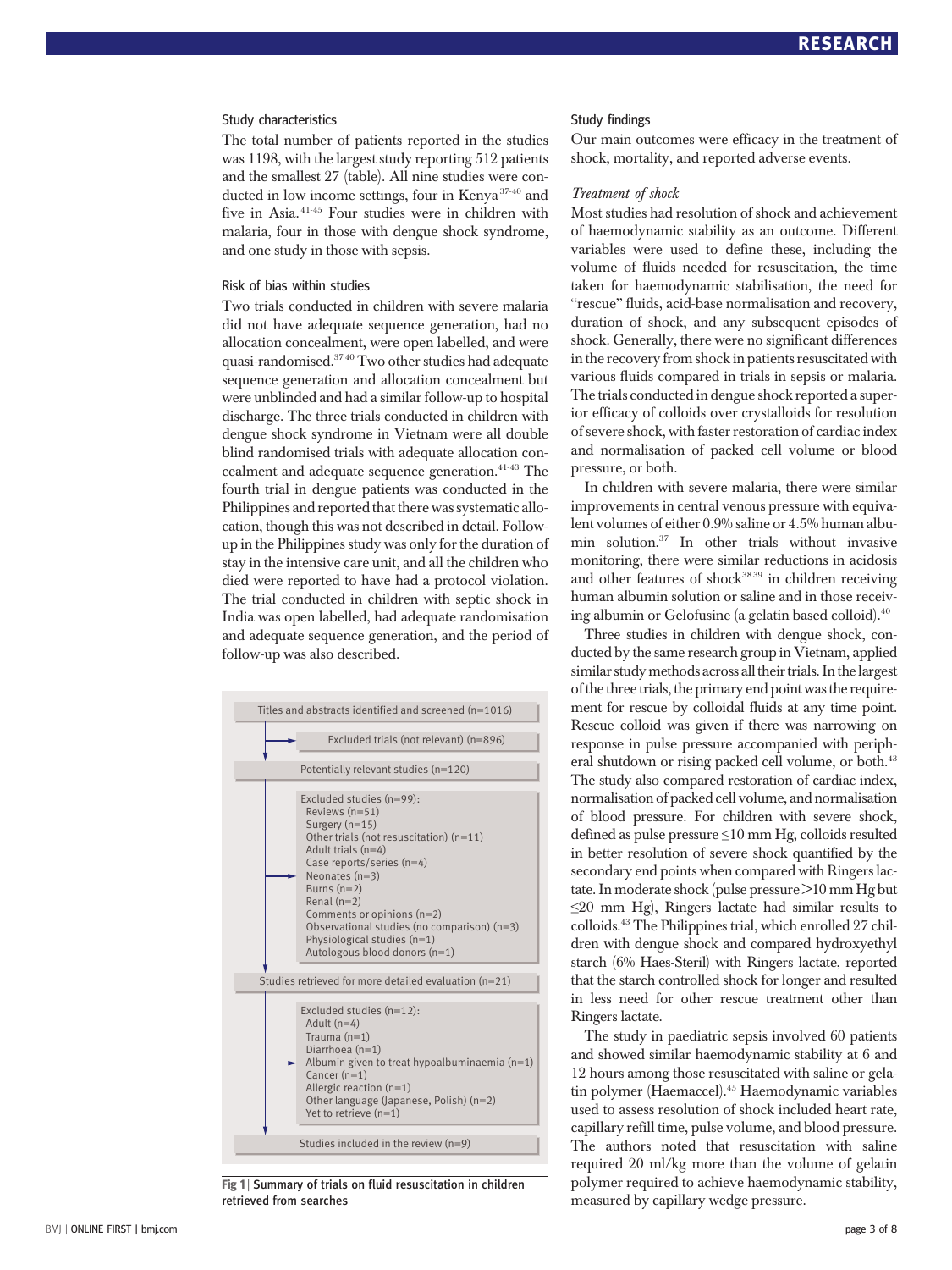### Study characteristics

The total number of patients reported in the studies was 1198, with the largest study reporting 512 patients and the smallest 27 (table). All nine studies were conducted in low income settings, four in Kenya[37-40] and five in Asia.[41-45] Four studies were in children with malaria, four in those with dengue shock syndrome, and one study in those with sepsis.

### Risk of bias within studies

Two trials conducted in children with severe malaria did not have adequate sequence generation, had no allocation concealment, were open labelled, and were quasi-randomised.[37 40] Two other studies had adequate sequence generation and allocation concealment but were unblinded and had a similar follow-up to hospital discharge. The three trials conducted in children with dengue shock syndrome in Vietnam were all double blind randomised trials with adequate allocation concealment and adequate sequence generation.[41-43] The fourth trial in dengue patients was conducted in the Philippines and reported that there was systematic allocation, though this was not described in detail. Follow-up in the Philippines study was only for the duration of stay in the intensive care unit, and all the children who died were reported to have had a protocol violation. The trial conducted in children with septic shock in India was open labelled, had adequate randomisation and adequate sequence generation, and the period of follow-up was also described.

Titles and abstracts identified and screened (n=1016)

Excluded trials (not relevant) (n=896)

Potentially relevant studies (n=120)

Excluded studies (n=99):
- Reviews (n=51)
- Surgery (n=15)
- Other trials (not resuscitation) (n=11)
- Adult trials (n=4)
- Case reports/series (n=4)
- Neonates (n=3)
- Burns (n=2)
- Renal (n=2)
- Comments or opinions (n=2)
- Observational studies (no comparison) (n=3)
- Physiological studies (n=1)
- Autologous blood donors (n=1)

Studies retrieved for more detailed evaluation (n=21)

Excluded studies (n=12):
- Adult (n=4)
- Trauma (n=1)
- Diarrhoea (n=1)
- Albumin given to treat hypoalbuminaemia (n=1)
- Cancer (n=1)
- Allergic reaction (n=1)
- Other language (Japanese, Polish) (n=2)
- Yet to retrieve (n=1)

Studies included in the review (n=9)

**Fig 1** | Summary of trials on fluid resuscitation in children retrieved from searches

### Study findings

Our main outcomes were efficacy in the treatment of shock, mortality, and reported adverse events.

#### *Treatment of shock*

Most studies had resolution of shock and achievement of haemodynamic stability as an outcome. Different variables were used to define these, including the volume of fluids needed for resuscitation, the time taken for haemodynamic stabilisation, the need for "rescue" fluids, acid-base normalisation and recovery, duration of shock, and any subsequent episodes of shock. Generally, there were no significant differences in the recovery from shock in patients resuscitated with various fluids compared in trials in sepsis or malaria. The trials conducted in dengue shock reported a superior efficacy of colloids over crystalloids for resolution of severe shock, with faster restoration of cardiac index and normalisation of packed cell volume or blood pressure, or both.

In children with severe malaria, there were similar improvements in central venous pressure with equivalent volumes of either 0.9% saline or 4.5% human albumin solution.[37] In other trials without invasive monitoring, there were similar reductions in acidosis and other features of shock[38 39] in children receiving human albumin solution or saline and in those receiving albumin or Gelofusine (a gelatin based colloid).[40]

Three studies in children with dengue shock, conducted by the same research group in Vietnam, applied similar study methods across all their trials. In the largest of the three trials, the primary end point was the requirement for rescue by colloidal fluids at any time point. Rescue colloid was given if there was narrowing on response in pulse pressure accompanied with peripheral shutdown or rising packed cell volume, or both.[43] The study also compared restoration of cardiac index, normalisation of packed cell volume, and normalisation of blood pressure. For children with severe shock, defined as pulse pressure ≤10 mm Hg, colloids resulted in better resolution of severe shock quantified by the secondary end points when compared with Ringers lactate. In moderate shock (pulse pressure >10 mm Hg but ≤20 mm Hg), Ringers lactate had similar results to colloids.[43] The Philippines trial, which enrolled 27 children with dengue shock and compared hydroxyethyl starch (6% Haes-Steril) with Ringers lactate, reported that the starch controlled shock for longer and resulted in less need for other rescue treatment other than Ringers lactate.

The study in paediatric sepsis involved 60 patients and showed similar haemodynamic stability at 6 and 12 hours among those resuscitated with saline or gelatin polymer (Haemaccel).[45] Haemodynamic variables used to assess resolution of shock included heart rate, capillary refill time, pulse volume, and blood pressure. The authors noted that resuscitation with saline required 20 ml/kg more than the volume of gelatin polymer required to achieve haemodynamic stability, measured by capillary wedge pressure.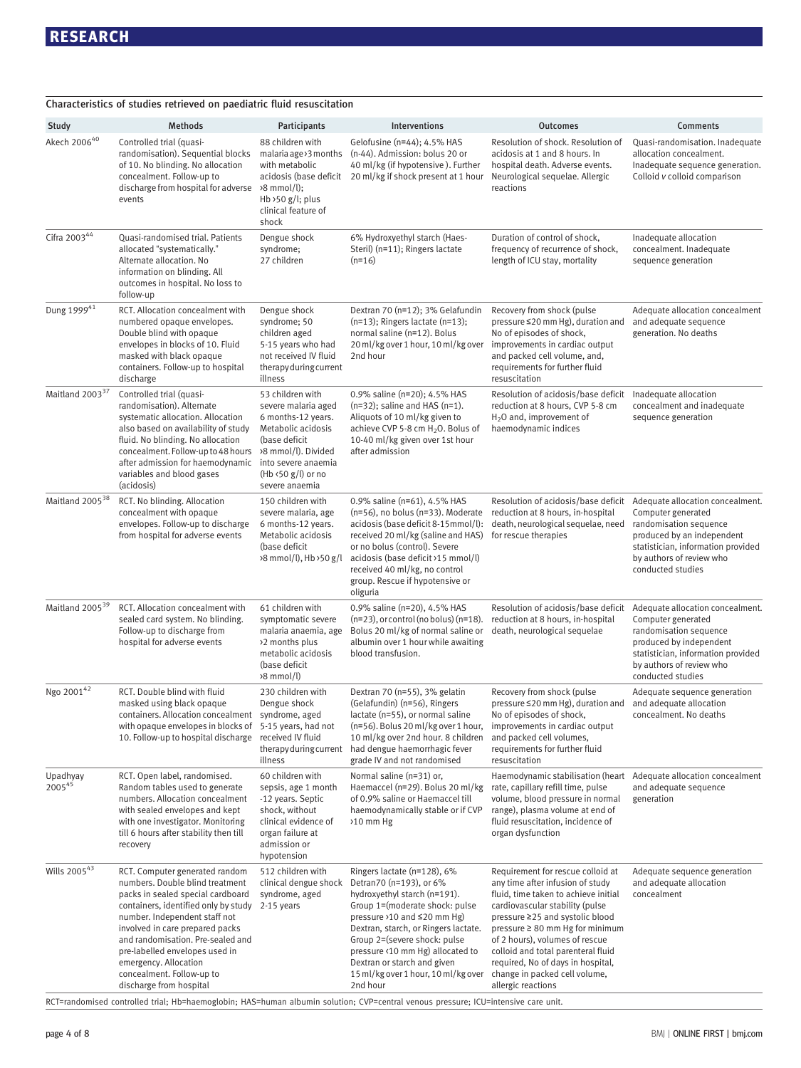Characteristics of studies retrieved on paediatric fluid resuscitation

| Study | Methods | Participants | Interventions | Outcomes | Comments |
|---|---|---|---|---|---|
| Akech 2006[40] | Controlled trial (quasi-randomisation). Sequential blocks of 10. No blinding. No allocation concealment. Follow-up to discharge from hospital for adverse events | 88 children with malaria age >3 months with metabolic acidosis (base deficit >8 mmol/l); Hb >50 g/l; plus clinical feature of shock | Gelofusine (n=44); 4.5% HAS (n-44). Admission: bolus 20 or 40 ml/kg (if hypotensive ). Further 20 ml/kg if shock present at 1 hour | Resolution of shock. Resolution of acidosis at 1 and 8 hours. In hospital death. Adverse events. Neurological sequelae. Allergic reactions | Quasi-randomisation. Inadequate allocation concealment. Inadequate sequence generation. Colloid *v* colloid comparison |
| Cifra 2003[44] | Quasi-randomised trial. Patients allocated "systematically." Alternate allocation. No information on blinding. All outcomes in hospital. No loss to follow-up | Dengue shock syndrome; 27 children | 6% Hydroxyethyl starch (Haes-Steril) (n=11); Ringers lactate (n=16) | Duration of control of shock, frequency of recurrence of shock, length of ICU stay, mortality | Inadequate allocation concealment. Inadequate sequence generation |
| Dung 1999[41] | RCT. Allocation concealment with numbered opaque envelopes. Double blind with opaque envelopes in blocks of 10. Fluid masked with black opaque containers. Follow-up to hospital discharge | Dengue shock syndrome; 50 children aged 5-15 years who had not received IV fluid therapy during current illness | Dextran 70 (n=12); 3% Gelafundin (n=13); Ringers lactate (n=13); normal saline (n=12). Bolus 20 ml/kg over 1 hour, 10 ml/kg over 2nd hour | Recovery from shock (pulse pressure ≤20 mm Hg), duration and No of episodes of shock, improvements in cardiac output and packed cell volume, and, requirements for further fluid resuscitation | Adequate allocation concealment and adequate sequence generation. No deaths |
| Maitland 2003[37] | Controlled trial (quasi-randomisation). Alternate systematic allocation. Allocation also based on availability of study fluid. No blinding. No allocation concealment. Follow-up to 48 hours after admission for haemodynamic variables and blood gases (acidosis) | 53 children with severe malaria aged 6 months-12 years. Metabolic acidosis (base deficit >8 mmol/l). Divided into severe anaemia (Hb <50 g/l) or no severe anaemia | 0.9% saline (n=20); 4.5% HAS (n=32); saline and HAS (n=1). Aliquots of 10 ml/kg given to achieve CVP 5-8 cm $H_2O$. Bolus of 10-40 ml/kg given over 1st hour after admission | Resolution of acidosis/base deficit reduction at 8 hours, CVP 5-8 cm $H_2O$ and, improvement of haemodynamic indices | Inadequate allocation concealment and inadequate sequence generation |
| Maitland 2005[38] | RCT. No blinding. Allocation concealment with opaque envelopes. Follow-up to discharge from hospital for adverse events | 150 children with severe malaria, age 6 months-12 years. Metabolic acidosis (base deficit >8 mmol/l), Hb >50 g/l | 0.9% saline (n=61), 4.5% HAS (n=56), no bolus (n=33). Moderate acidosis (base deficit 8-15mmol/l): received 20 ml/kg (saline and HAS) or no bolus (control). Severe acidosis (base deficit >15 mmol/l) received 40 ml/kg, no control group. Rescue if hypotensive or oliguria | Resolution of acidosis/base deficit reduction at 8 hours, in-hospital death, neurological sequelae, need for rescue therapies | Adequate allocation concealment. Computer generated randomisation sequence produced by an independent statistician, information provided by authors of review who conducted studies |
| Maitland 2005[39] | RCT. Allocation concealment with sealed card system. No blinding. Follow-up to discharge from hospital for adverse events | 61 children with symptomatic severe malaria anaemia, age >2 months plus metabolic acidosis (base deficit >8 mmol/l) | 0.9% saline (n=20), 4.5% HAS (n=23), or control (no bolus) (n=18). Bolus 20 ml/kg of normal saline or albumin over 1 hour while awaiting blood transfusion. | Resolution of acidosis/base deficit reduction at 8 hours, in-hospital death, neurological sequelae | Adequate allocation concealment. Computer generated randomisation sequence produced by independent statistician, information provided by authors of review who conducted studies |
| Ngo 2001[42] | RCT. Double blind with fluid masked using black opaque containers. Allocation concealment with opaque envelopes in blocks of 10. Follow-up to hospital discharge | 230 children with Dengue shock syndrome, aged 5-15 years, had not received IV fluid therapy during current illness | Dextran 70 (n=55), 3% gelatin (Gelafundin) (n=56), Ringers lactate (n=55), or normal saline (n=56). Bolus 20 ml/kg over 1 hour, 10 ml/kg over 2nd hour. 8 children had dengue haemorrhagic fever grade IV and not randomised | Recovery from shock (pulse pressure ≤20 mm Hg), duration and No of episodes of shock, improvements in cardiac output and packed cell volumes, requirements for further fluid resuscitation | Adequate sequence generation and adequate allocation concealment. No deaths |
| Upadhyay 2005[45] | RCT. Open label, randomised. Random tables used to generate numbers. Allocation concealment with sealed envelopes and kept with one investigator. Monitoring till 6 hours after stability then till recovery | 60 children with sepsis, age 1 month -12 years. Septic shock, without clinical evidence of organ failure at admission or hypotension | Normal saline (n=31) or, Haemaccel (n=29). Bolus 20 ml/kg of 0.9% saline or Haemaccel till haemodynamically stable or if CVP >10 mm Hg | Haemodynamic stabilisation (heart rate, capillary refill time, pulse volume, blood pressure in normal range), plasma volume at end of fluid resuscitation, incidence of organ dysfunction | Adequate allocation concealment and adequate sequence generation |
| Wills 2005[43] | RCT. Computer generated random numbers. Double blind treatment packs in sealed special cardboard containers, identified only by study number. Independent staff not involved in care prepared packs and randomisation. Pre-sealed and pre-labelled envelopes used in emergency. Allocation concealment. Follow-up to discharge from hospital | 512 children with clinical dengue shock syndrome, aged 2-15 years | Ringers lactate (n=128), 6% Detran70 (n=193), or 6% hydroxyethyl starch (n=191). Group 1=(moderate shock: pulse pressure >10 and ≤20 mm Hg) Dextran, starch, or Ringers lactate. Group 2=(severe shock: pulse pressure <10 mm Hg) allocated to Dextran or starch and given 15 ml/kg over 1 hour, 10 ml/kg over 2nd hour | Requirement for rescue colloid at any time after infusion of study fluid, time taken to achieve initial cardiovascular stability (pulse pressure ≥25 and systolic blood pressure ≥ 80 mm Hg for minimum of 2 hours), volumes of rescue colloid and total parenteral fluid required, No of days in hospital, change in packed cell volume, allergic reactions | Adequate sequence generation and adequate allocation concealment |

RCT=randomised controlled trial; Hb=haemoglobin; HAS=human albumin solution; CVP=central venous pressure; ICU=intensive care unit.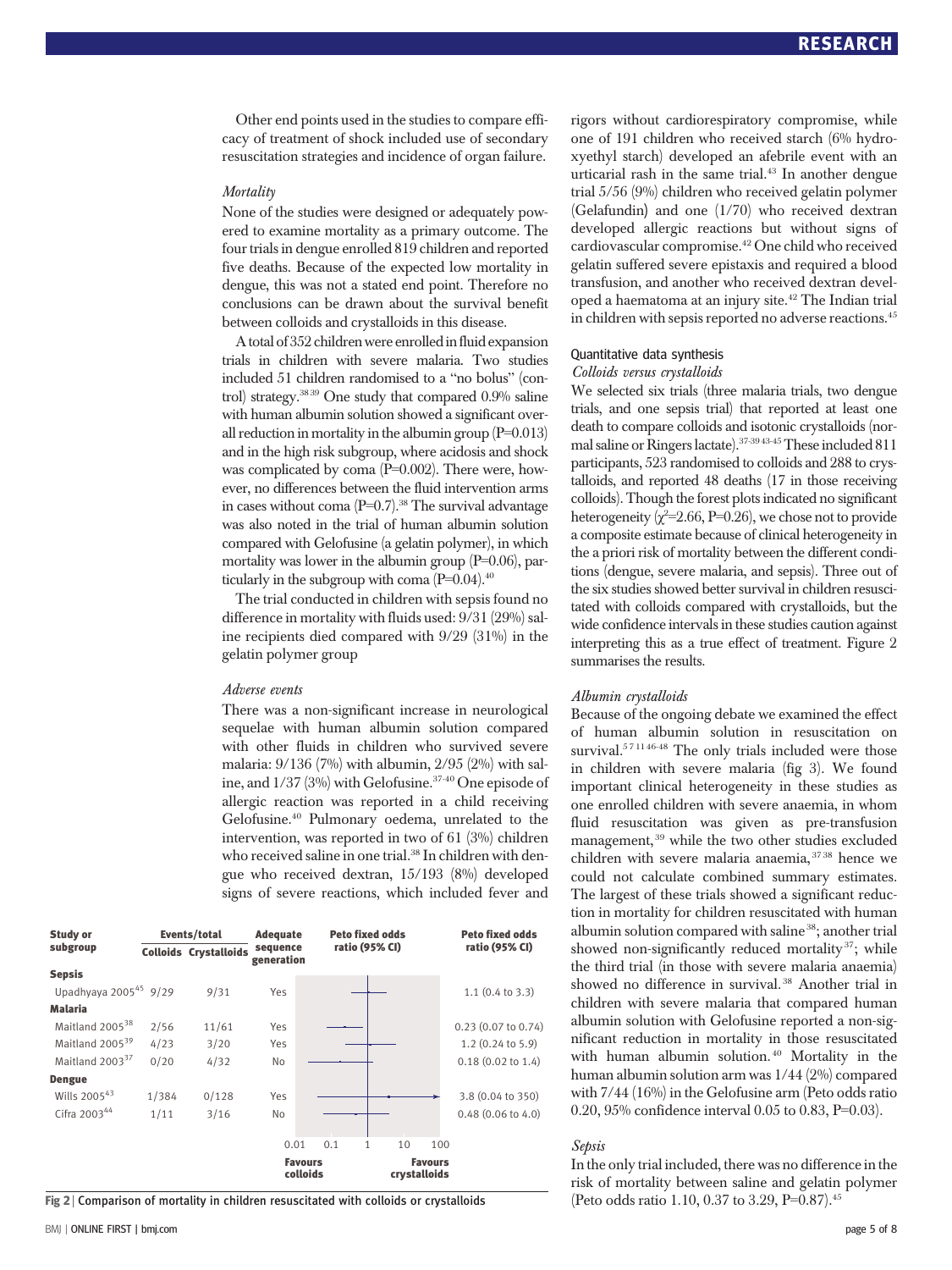Other end points used in the studies to compare efficacy of treatment of shock included use of secondary resuscitation strategies and incidence of organ failure.

*Mortality*

None of the studies were designed or adequately powered to examine mortality as a primary outcome. The four trials in dengue enrolled 819 children and reported five deaths. Because of the expected low mortality in dengue, this was not a stated end point. Therefore no conclusions can be drawn about the survival benefit between colloids and crystalloids in this disease.

A total of 352 children were enrolled in fluid expansion trials in children with severe malaria. Two studies included 51 children randomised to a "no bolus" (control) strategy.[38 39] One study that compared 0.9% saline with human albumin solution showed a significant overall reduction in mortality in the albumin group (P=0.013) and in the high risk subgroup, where acidosis and shock was complicated by coma (P=0.002). There were, however, no differences between the fluid intervention arms in cases without coma (P=0.7).[38] The survival advantage was also noted in the trial of human albumin solution compared with Gelofusine (a gelatin polymer), in which mortality was lower in the albumin group (P=0.06), particularly in the subgroup with coma (P=0.04).[40]

The trial conducted in children with sepsis found no difference in mortality with fluids used: 9/31 (29%) saline recipients died compared with 9/29 (31%) in the gelatin polymer group

*Adverse events*

There was a non-significant increase in neurological sequelae with human albumin solution compared with other fluids in children who survived severe malaria: 9/136 (7%) with albumin, 2/95 (2%) with saline, and 1/37 (3%) with Gelofusine.[37-40] One episode of allergic reaction was reported in a child receiving Gelofusine.[40] Pulmonary oedema, unrelated to the intervention, was reported in two of 61 (3%) children who received saline in one trial.[38] In children with dengue who received dextran, 15/193 (8%) developed signs of severe reactions, which included fever and rigors without cardiorespiratory compromise, while one of 191 children who received starch (6% hydroxyethyl starch) developed an afebrile event with an urticarial rash in the same trial.[43] In another dengue trial 5/56 (9%) children who received gelatin polymer (Gelafundin) and one (1/70) who received dextran developed allergic reactions but without signs of cardiovascular compromise.[42] One child who received gelatin suffered severe epistaxis and required a blood transfusion, and another who received dextran developed a haematoma at an injury site.[42] The Indian trial in children with sepsis reported no adverse reactions.[45]

Study or subgroup | Events/total: Colloids, Crystalloids | Adequate sequence generation | Peto fixed odds ratio (95% CI) | Peto fixed odds ratio (95% CI)

Sepsis
Upadhyaya 2005[45] 9/29 9/31 Yes 1.1 (0.4 to 3.3)

Malaria
Maitland 2005[38] 2/56 11/61 Yes 0.23 (0.07 to 0.74)
Maitland 2005[39] 4/23 3/20 Yes 1.2 (0.24 to 5.9)
Maitland 2003[37] 0/20 4/32 No 0.18 (0.02 to 1.4)

Dengue
Wills 2005[43] 1/384 0/128 Yes 3.8 (0.04 to 350)
Cifra 2003[44] 1/11 3/16 No 0.48 (0.06 to 4.0)

0.01 0.1 1 10 100
Favours colloids — Favours crystalloids

**Fig 2** | Comparison of mortality in children resuscitated with colloids or crystalloids

## Quantitative data synthesis

*Colloids versus crystalloids*

We selected six trials (three malaria trials, two dengue trials, and one sepsis trial) that reported at least one death to compare colloids and isotonic crystalloids (normal saline or Ringers lactate).[37-39 43-45] These included 811 participants, 523 randomised to colloids and 288 to crystalloids, and reported 48 deaths (17 in those receiving colloids). Though the forest plots indicated no significant heterogeneity ($\chi^2$=2.66, P=0.26), we chose not to provide a composite estimate because of clinical heterogeneity in the a priori risk of mortality between the different conditions (dengue, severe malaria, and sepsis). Three out of the six studies showed better survival in children resuscitated with colloids compared with crystalloids, but the wide confidence intervals in these studies caution against interpreting this as a true effect of treatment. Figure 2 summarises the results.

*Albumin crystalloids*

Because of the ongoing debate we examined the effect of human albumin solution in resuscitation on survival.[5 7 11 46-48] The only trials included were those in children with severe malaria (fig 3). We found important clinical heterogeneity in these studies as one enrolled children with severe anaemia, in whom fluid resuscitation was given as pre-transfusion management,[39] while the two other studies excluded children with severe malaria anaemia,[37 38] hence we could not calculate combined summary estimates. The largest of these trials showed a significant reduction in mortality for children resuscitated with human albumin solution compared with saline[38]; another trial showed non-significantly reduced mortality[37]; while the third trial (in those with severe malaria anaemia) showed no difference in survival.[38] Another trial in children with severe malaria that compared human albumin solution with Gelofusine reported a non-significant reduction in mortality in those resuscitated with human albumin solution.[40] Mortality in the human albumin solution arm was 1/44 (2%) compared with 7/44 (16%) in the Gelofusine arm (Peto odds ratio 0.20, 95% confidence interval 0.05 to 0.83, P=0.03).

*Sepsis*

In the only trial included, there was no difference in the risk of mortality between saline and gelatin polymer (Peto odds ratio 1.10, 0.37 to 3.29, P=0.87).[45]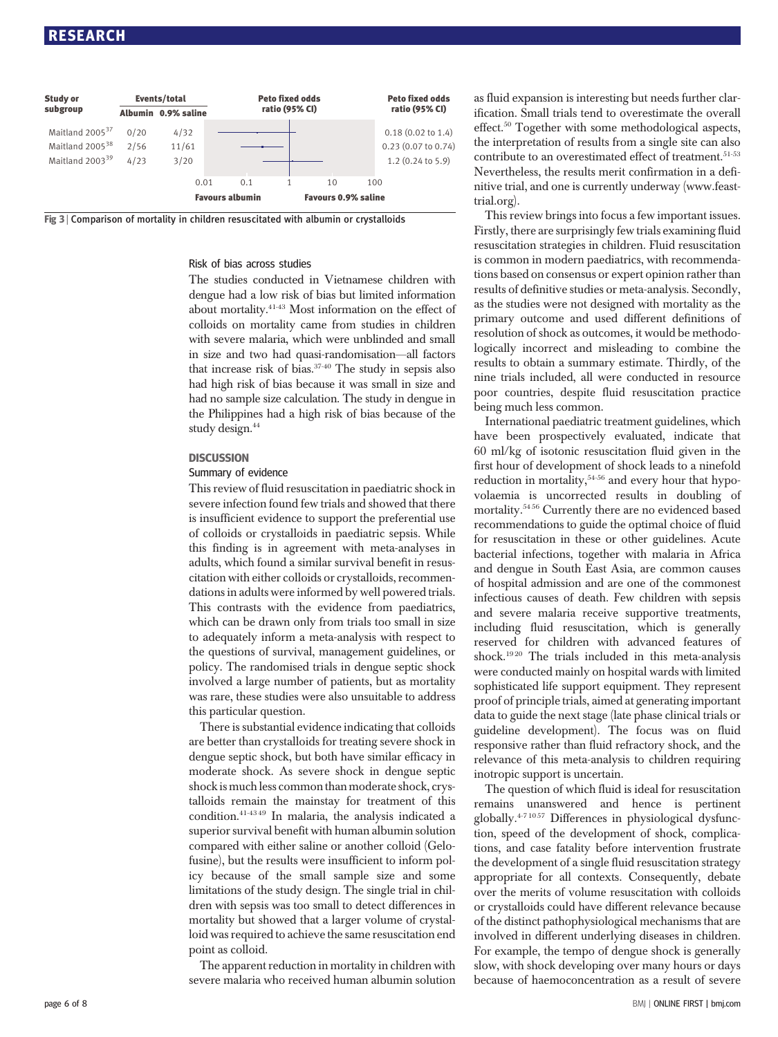Study or subgroup

Events/total

Albumin 0.9% saline

Peto fixed odds ratio (95% CI)

Peto fixed odds ratio (95% CI)

Maitland 2005[37] 0/20 4/32 0.18 (0.02 to 1.4)

Maitland 2005[38] 2/56 11/61 0.23 (0.07 to 0.74)

Maitland 2003[39] 4/23 3/20 1.2 (0.24 to 5.9)

0.01 0.1 1 10 100

Favours albumin Favours 0.9% saline

**Fig 3** | Comparison of mortality in children resuscitated with albumin or crystalloids

### Risk of bias across studies

The studies conducted in Vietnamese children with dengue had a low risk of bias but limited information about mortality.[41-43] Most information on the effect of colloids on mortality came from studies in children with severe malaria, which were unblinded and small in size and two had quasi-randomisation—all factors that increase risk of bias.[37-40] The study in sepsis also had high risk of bias because it was small in size and had no sample size calculation. The study in dengue in the Philippines had a high risk of bias because of the study design.[44]

## DISCUSSION

### Summary of evidence

This review of fluid resuscitation in paediatric shock in severe infection found few trials and showed that there is insufficient evidence to support the preferential use of colloids or crystalloids in paediatric sepsis. While this finding is in agreement with meta-analyses in adults, which found a similar survival benefit in resuscitation with either colloids or crystalloids, recommendations in adults were informed by well powered trials. This contrasts with the evidence from paediatrics, which can be drawn only from trials too small in size to adequately inform a meta-analysis with respect to the questions of survival, management guidelines, or policy. The randomised trials in dengue septic shock involved a large number of patients, but as mortality was rare, these studies were also unsuitable to address this particular question.

There is substantial evidence indicating that colloids are better than crystalloids for treating severe shock in dengue septic shock, but both have similar efficacy in moderate shock. As severe shock in dengue septic shock is much less common than moderate shock, crystalloids remain the mainstay for treatment of this condition.[41-43 49] In malaria, the analysis indicated a superior survival benefit with human albumin solution compared with either saline or another colloid (Gelofusine), but the results were insufficient to inform policy because of the small sample size and some limitations of the study design. The single trial in children with sepsis was too small to detect differences in mortality but showed that a larger volume of crystalloid was required to achieve the same resuscitation end point as colloid.

The apparent reduction in mortality in children with severe malaria who received human albumin solution as fluid expansion is interesting but needs further clarification. Small trials tend to overestimate the overall effect.[50] Together with some methodological aspects, the interpretation of results from a single site can also contribute to an overestimated effect of treatment.[51-53] Nevertheless, the results merit confirmation in a definitive trial, and one is currently underway (www.feast-trial.org).

This review brings into focus a few important issues. Firstly, there are surprisingly few trials examining fluid resuscitation strategies in children. Fluid resuscitation is common in modern paediatrics, with recommendations based on consensus or expert opinion rather than results of definitive studies or meta-analysis. Secondly, as the studies were not designed with mortality as the primary outcome and used different definitions of resolution of shock as outcomes, it would be methodologically incorrect and misleading to combine the results to obtain a summary estimate. Thirdly, of the nine trials included, all were conducted in resource poor countries, despite fluid resuscitation practice being much less common.

International paediatric treatment guidelines, which have been prospectively evaluated, indicate that 60 ml/kg of isotonic resuscitation fluid given in the first hour of development of shock leads to a ninefold reduction in mortality,[54-56] and every hour that hypovolaemia is uncorrected results in doubling of mortality.[54 56] Currently there are no evidenced based recommendations to guide the optimal choice of fluid for resuscitation in these or other guidelines. Acute bacterial infections, together with malaria in Africa and dengue in South East Asia, are common causes of hospital admission and are one of the commonest infectious causes of death. Few children with sepsis and severe malaria receive supportive treatments, including fluid resuscitation, which is generally reserved for children with advanced features of shock.[19 20] The trials included in this meta-analysis were conducted mainly on hospital wards with limited sophisticated life support equipment. They represent proof of principle trials, aimed at generating important data to guide the next stage (late phase clinical trials or guideline development). The focus was on fluid responsive rather than fluid refractory shock, and the relevance of this meta-analysis to children requiring inotropic support is uncertain.

The question of which fluid is ideal for resuscitation remains unanswered and hence is pertinent globally.[4-7 10 57] Differences in physiological dysfunction, speed of the development of shock, complications, and case fatality before intervention frustrate the development of a single fluid resuscitation strategy appropriate for all contexts. Consequently, debate over the merits of volume resuscitation with colloids or crystalloids could have different relevance because of the distinct pathophysiological mechanisms that are involved in different underlying diseases in children. For example, the tempo of dengue shock is generally slow, with shock developing over many hours or days because of haemoconcentration as a result of severe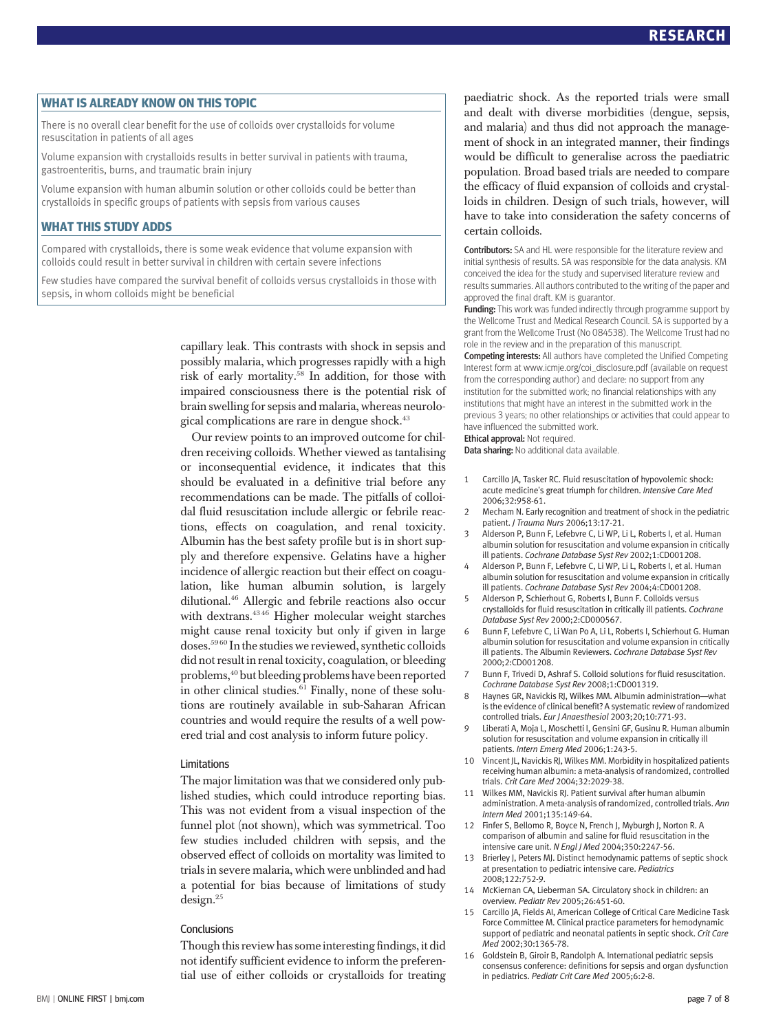## WHAT IS ALREADY KNOW ON THIS TOPIC

There is no overall clear benefit for the use of colloids over crystalloids for volume resuscitation in patients of all ages

Volume expansion with crystalloids results in better survival in patients with trauma, gastroenteritis, burns, and traumatic brain injury

Volume expansion with human albumin solution or other colloids could be better than crystalloids in specific groups of patients with sepsis from various causes

## WHAT THIS STUDY ADDS

Compared with crystalloids, there is some weak evidence that volume expansion with colloids could result in better survival in children with certain severe infections

Few studies have compared the survival benefit of colloids versus crystalloids in those with sepsis, in whom colloids might be beneficial

capillary leak. This contrasts with shock in sepsis and possibly malaria, which progresses rapidly with a high risk of early mortality.[58] In addition, for those with impaired consciousness there is the potential risk of brain swelling for sepsis and malaria, whereas neurological complications are rare in dengue shock.[43]

Our review points to an improved outcome for children receiving colloids. Whether viewed as tantalising or inconsequential evidence, it indicates that this should be evaluated in a definitive trial before any recommendations can be made. The pitfalls of colloidal fluid resuscitation include allergic or febrile reactions, effects on coagulation, and renal toxicity. Albumin has the best safety profile but is in short supply and therefore expensive. Gelatins have a higher incidence of allergic reaction but their effect on coagulation, like human albumin solution, is largely dilutional.[46] Allergic and febrile reactions also occur with dextrans.[43,46] Higher molecular weight starches might cause renal toxicity but only if given in large doses.[59,60] In the studies we reviewed, synthetic colloids did not result in renal toxicity, coagulation, or bleeding problems,[40] but bleeding problems have been reported in other clinical studies.[61] Finally, none of these solutions are routinely available in sub-Saharan African countries and would require the results of a well powered trial and cost analysis to inform future policy.

### Limitations

The major limitation was that we considered only published studies, which could introduce reporting bias. This was not evident from a visual inspection of the funnel plot (not shown), which was symmetrical. Too few studies included children with sepsis, and the observed effect of colloids on mortality was limited to trials in severe malaria, which were unblinded and had a potential for bias because of limitations of study design.[25]

### Conclusions

Though this review has some interesting findings, it did not identify sufficient evidence to inform the preferential use of either colloids or crystalloids for treating paediatric shock. As the reported trials were small and dealt with diverse morbidities (dengue, sepsis, and malaria) and thus did not approach the management of shock in an integrated manner, their findings would be difficult to generalise across the paediatric population. Broad based trials are needed to compare the efficacy of fluid expansion of colloids and crystalloids in children. Design of such trials, however, will have to take into consideration the safety concerns of certain colloids.

**Contributors:** SA and HL were responsible for the literature review and initial synthesis of results. SA was responsible for the data analysis. KM conceived the idea for the study and supervised literature review and results summaries. All authors contributed to the writing of the paper and approved the final draft. KM is guarantor.

**Funding:** This work was funded indirectly through programme support by the Wellcome Trust and Medical Research Council. SA is supported by a grant from the Wellcome Trust (No 084538). The Wellcome Trust had no role in the review and in the preparation of this manuscript.

**Competing interests:** All authors have completed the Unified Competing Interest form at www.icmje.org/coi_disclosure.pdf (available on request from the corresponding author) and declare: no support from any institution for the submitted work; no financial relationships with any institutions that might have an interest in the submitted work in the previous 3 years; no other relationships or activities that could appear to have influenced the submitted work.

**Ethical approval:** Not required.

**Data sharing:** No additional data available.

1 Carcillo JA, Tasker RC. Fluid resuscitation of hypovolemic shock: acute medicine's great triumph for children. *Intensive Care Med* 2006;32:958-61.
2 Mecham N. Early recognition and treatment of shock in the pediatric patient. *J Trauma Nurs* 2006;13:17-21.
3 Alderson P, Bunn F, Lefebvre C, Li WP, Li L, Roberts I, et al. Human albumin solution for resuscitation and volume expansion in critically ill patients. *Cochrane Database Syst Rev* 2002;1:CD001208.
4 Alderson P, Bunn F, Lefebvre C, Li WP, Li L, Roberts I, et al. Human albumin solution for resuscitation and volume expansion in critically ill patients. *Cochrane Database Syst Rev* 2004;4:CD001208.
5 Alderson P, Schierhout G, Roberts I, Bunn F. Colloids versus crystalloids for fluid resuscitation in critically ill patients. *Cochrane Database Syst Rev* 2000;2:CD000567.
6 Bunn F, Lefebvre C, Li Wan Po A, Li L, Roberts I, Schierhout G. Human albumin solution for resuscitation and volume expansion in critically ill patients. The Albumin Reviewers. *Cochrane Database Syst Rev* 2000;2:CD001208.
7 Bunn F, Trivedi D, Ashraf S. Colloid solutions for fluid resuscitation. *Cochrane Database Syst Rev* 2008;1:CD001319.
8 Haynes GR, Navickis RJ, Wilkes MM. Albumin administration—what is the evidence of clinical benefit? A systematic review of randomized controlled trials. *Eur J Anaesthesiol* 2003;20;10:771-93.
9 Liberati A, Moja L, Moschetti I, Gensini GF, Gusinu R. Human albumin solution for resuscitation and volume expansion in critically ill patients. *Intern Emerg Med* 2006;1:243-5.
10 Vincent JL, Navickis RJ, Wilkes MM. Morbidity in hospitalized patients receiving human albumin: a meta-analysis of randomized, controlled trials. *Crit Care Med* 2004;32:2029-38.
11 Wilkes MM, Navickis RJ. Patient survival after human albumin administration. A meta-analysis of randomized, controlled trials. *Ann Intern Med* 2001;135:149-64.
12 Finfer S, Bellomo R, Boyce N, French J, Myburgh J, Norton R. A comparison of albumin and saline for fluid resuscitation in the intensive care unit. *N Engl J Med* 2004;350:2247-56.
13 Brierley J, Peters MJ. Distinct hemodynamic patterns of septic shock at presentation to pediatric intensive care. *Pediatrics* 2008;122:752-9.
14 McKiernan CA, Lieberman SA. Circulatory shock in children: an overview. *Pediatr Rev* 2005;26:451-60.
15 Carcillo JA, Fields AI, American College of Critical Care Medicine Task Force Committee M. Clinical practice parameters for hemodynamic support of pediatric and neonatal patients in septic shock. *Crit Care Med* 2002;30:1365-78.
16 Goldstein B, Giroir B, Randolph A. International pediatric sepsis consensus conference: definitions for sepsis and organ dysfunction in pediatrics. *Pediatr Crit Care Med* 2005;6:2-8.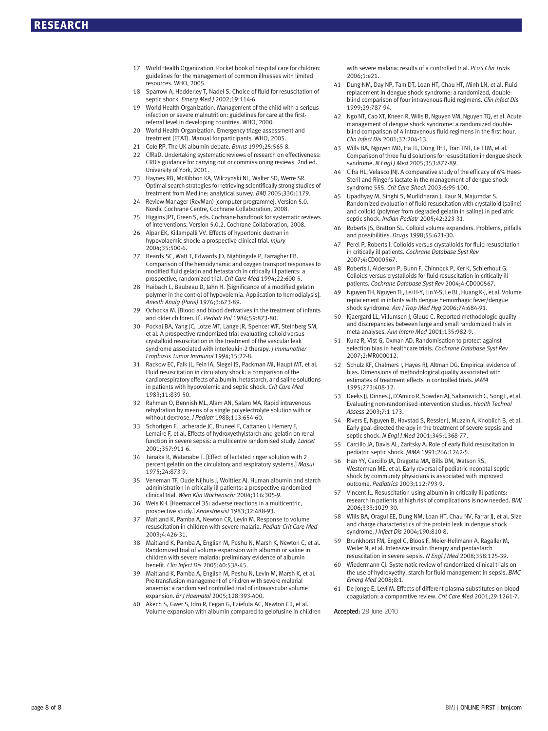17 World Health Organization. Pocket book of hospital care for children: guidelines for the management of common illnesses with limited resources. WHO, 2005.

18 Sparrow A, Hedderley T, Nadel S. Choice of fluid for resuscitation of septic shock. *Emerg Med J* 2002;19:114-6.

19 World Health Organization. Management of the child with a serious infection or severe malnutrition: guidelines for care at the first-referral level in developing countries. WHO, 2000.

20 World Health Organization. Emergency triage assessment and treatment (ETAT). Manual for participants. WHO, 2005.

21 Cole RP. The UK albumin debate. *Burns* 1999;25:565-8.

22 CfRaD. Undertaking systematic reviews of research on effectiveness: CRD's guidance for carrying out or commissioning reviews. 2nd ed. University of York, 2001.

23 Haynes RB, McKibbon KA, Wilczynski NL, Walter SD, Werre SR. Optimal search strategies for retrieving scientifically strong studies of treatment from Medline: analytical survey. *BMJ* 2005;330:1179.

24 Review Manager (RevMan) [computer programme]. Version 5.0. Nordic Cochrane Centre, Cochrane Collaboration, 2008.

25 Higgins JPT, Green S, eds. Cochrane handbook for systematic reviews of interventions. Version 5.0.2. Cochrane Collaboration, 2008.

26 Alpar EK, Killampalli VV. Effects of hypertonic dextran in hypovolaemic shock: a prospective clinical trial. *Injury* 2004;35:500-6.

27 Beards SC, Watt T, Edwards JD, Nightingale P, Farragher EB. Comparison of the hemodynamic and oxygen transport responses to modified fluid gelatin and hetastarch in critically ill patients: a prospective, randomized trial. *Crit Care Med* 1994;22:600-5.

28 Haibach L, Baubeau D, Jahn H. [Significance of a modified gelatin polymer in the control of hypovolemia. Application to hemodialysis]. *Anesth Analg (Paris)* 1976;3:673-89.

29 Ochocka M. [Blood and blood derivatives in the treatment of infants and older children. II]. *Pediatr Pol* 1984;59:873-80.

30 Pockaj BA, Yang JC, Lotze MT, Lange JR, Spencer WF, Steinberg SM, et al. A prospective randomized trial evaluating colloid versus crystalloid resuscitation in the treatment of the vascular leak syndrome associated with interleukin-2 therapy. *J Immunother Emphasis Tumor Immunol* 1994;15:22-8.

31 Rackow EC, Falk JL, Fein IA, Siegel JS, Packman MI, Haupt MT, et al. Fluid resuscitation in circulatory shock: a comparison of the cardiorespiratory effects of albumin, hetastarch, and saline solutions in patients with hypovolemic and septic shock. *Crit Care Med* 1983;11:839-50.

32 Rahman O, Bennish ML, Alam AN, Salam MA. Rapid intravenous rehydration by means of a single polyelectrolyte solution with or without dextrose. *J Pediatr* 1988;113:654-60.

33 Schortgen F, Lacherade JC, Bruneel F, Cattaneo I, Hemery F, Lemaire F, et al. Effects of hydroxyethylstarch and gelatin on renal function in severe sepsis: a multicentre randomised study. *Lancet* 2001;357:911-6.

34 Tanaka R, Watanabe T. [Effect of lactated ringer solution with 2 percent gelatin on the circulatory and respiratory systems.] *Masui* 1975;24:873-9.

35 Veneman TF, Oude Nijhuis J, Woittiez AJ. Human albumin and starch administration in critically ill patients: a prospective randomized clinical trial. *Wien Klin Wochenschr* 2004;116:305-9.

36 Weis KH. [Haemaccel 35: adverse reactions in a multicentric, prospective study.] *Anaesthesist* 1983;32:488-93.

37 Maitland K, Pamba A, Newton CR, Levin M. Response to volume resuscitation in children with severe malaria. *Pediatr Crit Care Med* 2003;4:426-31.

38 Maitland K, Pamba A, English M, Peshu N, Marsh K, Newton C, et al. Randomized trial of volume expansion with albumin or saline in children with severe malaria: preliminary evidence of albumin benefit. *Clin Infect Dis* 2005;40:538-45.

39 Maitland K, Pamba A, English M, Peshu N, Levin M, Marsh K, et al. Pre-transfusion management of children with severe malarial anaemia: a randomised controlled trial of intravascular volume expansion. *Br J Haematol* 2005;128:393-400.

40 Akech S, Gwer S, Idro R, Fegan G, Eziefula AC, Newton CR, et al. Volume expansion with albumin compared to gelofusine in children with severe malaria: results of a controlled trial. *PLoS Clin Trials* 2006;1:e21.

41 Dung NM, Day NP, Tam DT, Loan HT, Chau HT, Minh LN, et al. Fluid replacement in dengue shock syndrome: a randomized, double-blind comparison of four intravenous-fluid regimens. *Clin Infect Dis* 1999;29:787-94.

42 Ngo NT, Cao XT, Kneen R, Wills B, Nguyen VM, Nguyen TQ, et al. Acute management of dengue shock syndrome: a randomized double-blind comparison of 4 intravenous fluid regimens in the first hour. *Clin Infect Dis* 2001;32:204-13.

43 Wills BA, Nguyen MD, Ha TL, Dong THT, Tran TNT, Le TTM, et al. Comparison of three fluid solutions for resuscitation in dengue shock syndrome. *N Engl J Med* 2005;353:877-89.

44 Cifra HL, Velasco JNJ. A comparative study of the efficacy of 6% Haes-Steril and Ringer's lactate in the management of dengue shock syndrome 555. *Crit Care Shock* 2003;6:95-100.

45 Upadhyay M, Singhi S, Murlidharan J, Kaur N, Majumdar S. Randomized evaluation of fluid resuscitation with crystalloid (saline) and colloid (polymer from degraded gelatin in saline) in pediatric septic shock. *Indian Pediatr* 2005;42:223-31.

46 Roberts JS, Bratton SL. Colloid volume expanders. Problems, pitfalls and possibilities. *Drugs* 1998;55:621-30.

47 Perel P, Roberts I. Colloids versus crystalloids for fluid resuscitation in critically ill patients. *Cochrane Database Syst Rev* 2007;4:CD000567.

48 Roberts I, Alderson P, Bunn F, Chinnock P, Ker K, Schierhout G. Colloids versus crystalloids for fluid resuscitation in critically ill patients. *Cochrane Database Syst Rev* 2004;4:CD000567.

49 Nguyen TH, Nguyen TL, Lei H-Y, Lin Y-S, Le BL, Huang K-J, et al. Volume replacement in infants with dengue hemorrhagic fever/dengue shock syndrome. *Am J Trop Med Hyg* 2006;74:684-91.

50 Kjaergard LL, Villumsen J, Gluud C. Reported methodologic quality and discrepancies between large and small randomized trials in meta-analyses. *Ann Intern Med* 2001;135:982-9.

51 Kunz R, Vist G, Oxman AD. Randomisation to protect against selection bias in healthcare trials. *Cochrane Database Syst Rev* 2007;2:MR000012.

52 Schulz KF, Chalmers I, Hayes RJ, Altman DG. Empirical evidence of bias. Dimensions of methodological quality associated with estimates of treatment effects in controlled trials. *JAMA* 1995;273:408-12.

53 Deeks JJ, Dinnes J, D'Amico R, Sowden AJ, Sakarovitch C, Song F, et al. Evaluating non-randomised intervention studies. *Health Technol Assess* 2003;7:1-173.

54 Rivers E, Nguyen B, Havstad S, Ressler J, Muzzin A, Knoblich B, et al. Early goal-directed therapy in the treatment of severe sepsis and septic shock. *N Engl J Med* 2001;345:1368-77.

55 Carcillo JA, Davis AL, Zaritsky A. Role of early fluid resuscitation in pediatric septic shock. *JAMA* 1991;266:1242-5.

56 Han YY, Carcillo JA, Dragotta MA, Bills DM, Watson RS, Westerman ME, et al. Early reversal of pediatric-neonatal septic shock by community physicians is associated with improved outcome. *Pediatrics* 2003;112:793-9.

57 Vincent JL. Resuscitation using albumin in critically ill patients: research in patients at high risk of complications is now needed. *BMJ* 2006;333:1029-30.

58 Wills BA, Oragui EE, Dung NM, Loan HT, Chau NV, Farrar JJ, et al. Size and charge characteristics of the protein leak in dengue shock syndrome. *J Infect Dis* 2004;190:810-8.

59 Brunkhorst FM, Engel C, Bloos F, Meier-Hellmann A, Ragaller M, Weiler N, et al. Intensive insulin therapy and pentastarch resuscitation in severe sepsis. *N Engl J Med* 2008;358:125-39.

60 Wiedermann CJ. Systematic review of randomized clinical trials on the use of hydroxyethyl starch for fluid management in sepsis. *BMC Emerg Med* 2008;8:1.

61 De Jonge E, Levi M. Effects of different plasma substitutes on blood coagulation: a comparative review. *Crit Care Med* 2001;29:1261-7.

**Accepted:** 28 June 2010